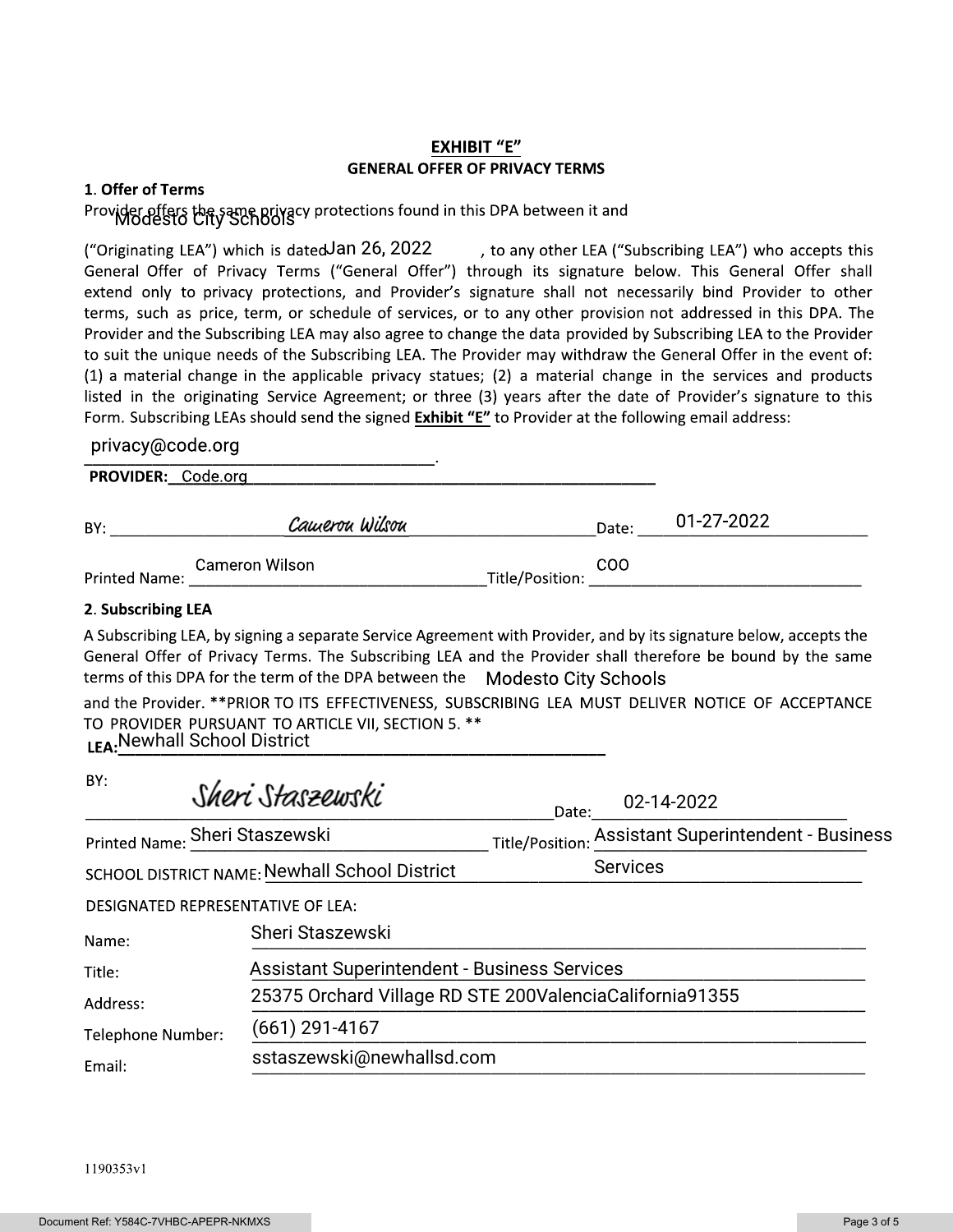## EXHIBIT "E"

### GENERAL OFFER OF PRIVACY TERMS

**1. Offer of Terms**

Provider offers the same privacy protections found in this DPA between it and Modesto City Schools ("Originating LEA") which is dated Jan 26, 2022, to any other LEA ("Subscribing LEA") who accepts this General Offer of Privacy Terms ("General Offer") through its signature below. This General Offer shall extend only to privacy protections, and Provider's signature shall not necessarily bind Provider to other terms, such as price, term, or schedule of services, or to any other provision not addressed in this DPA. The Provider and the Subscribing LEA may also agree to change the data provided by Subscribing LEA to the Provider to suit the unique needs of the Subscribing LEA. The Provider may withdraw the General Offer in the event of: (1) a material change in the applicable privacy statues; (2) a material change in the services and products listed in the originating Service Agreement; or three (3) years after the date of Provider's signature to this Form. Subscribing LEAs should send the signed **Exhibit "E"** to Provider at the following email address:

privacy@code.org.

**PROVIDER:** Code.org

BY: *Cameron Wilson* Date: 01-27-2022

Printed Name: Cameron Wilson Title/Position: COO

**2. Subscribing LEA**

A Subscribing LEA, by signing a separate Service Agreement with Provider, and by its signature below, accepts the General Offer of Privacy Terms. The Subscribing LEA and the Provider shall therefore be bound by the same terms of this DPA for the term of the DPA between the Modesto City Schools and the Provider. **PRIOR TO ITS EFFECTIVENESS, SUBSCRIBING LEA MUST DELIVER NOTICE OF ACCEPTANCE TO PROVIDER PURSUANT TO ARTICLE VII, SECTION 5. **

**LEA:** Newhall School District

BY: *Sheri Staszewski* Date: 02-14-2022

Printed Name: Sheri Staszewski Title/Position: Assistant Superintendent - Business Services

SCHOOL DISTRICT NAME: Newhall School District

DESIGNATED REPRESENTATIVE OF LEA:

Name: Sheri Staszewski

Title: Assistant Superintendent - Business Services

Address: 25375 Orchard Village RD STE 200ValenciaCalifornia91355

Telephone Number: (661) 291-4167

Email: sstaszewski@newhallsd.com

1190353v1

Document Ref: Y584C-7VHBC-APEPR-NKMXS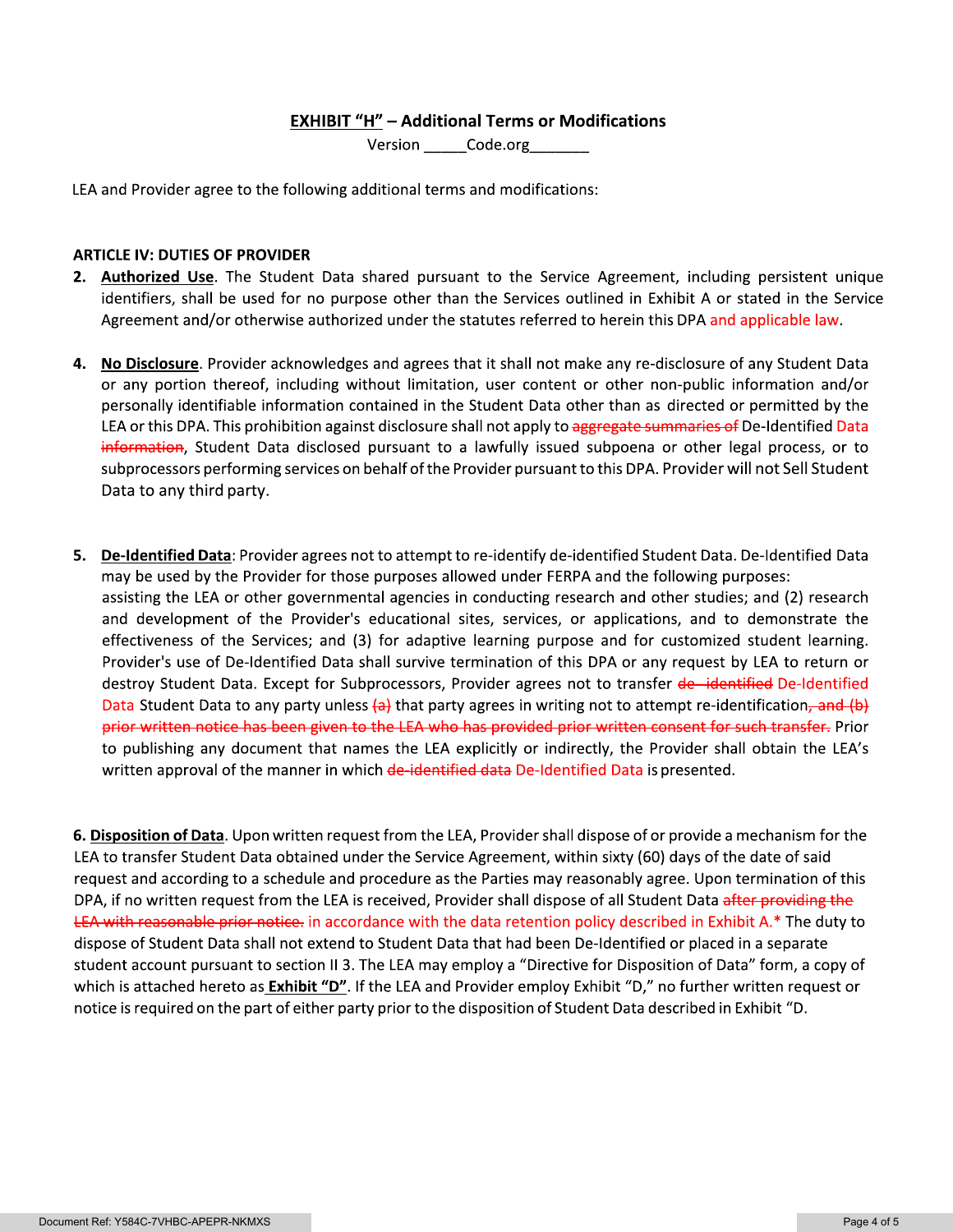## **EXHIBIT "H"** – Additional Terms or Modifications

Version _____Code.org_______

LEA and Provider agree to the following additional terms and modifications:

**ARTICLE IV: DUTIES OF PROVIDER**

2. **Authorized Use**. The Student Data shared pursuant to the Service Agreement, including persistent unique identifiers, shall be used for no purpose other than the Services outlined in Exhibit A or stated in the Service Agreement and/or otherwise authorized under the statutes referred to herein this DPA and applicable law.

4. **No Disclosure**. Provider acknowledges and agrees that it shall not make any re-disclosure of any Student Data or any portion thereof, including without limitation, user content or other non-public information and/or personally identifiable information contained in the Student Data other than as directed or permitted by the LEA or this DPA. This prohibition against disclosure shall not apply to ~~aggregate summaries of~~ De-Identified Data ~~information~~, Student Data disclosed pursuant to a lawfully issued subpoena or other legal process, or to subprocessors performing services on behalf of the Provider pursuant to this DPA. Provider will not Sell Student Data to any third party.

5. **De-Identified Data**: Provider agrees not to attempt to re-identify de-identified Student Data. De-Identified Data may be used by the Provider for those purposes allowed under FERPA and the following purposes: assisting the LEA or other governmental agencies in conducting research and other studies; and (2) research and development of the Provider's educational sites, services, or applications, and to demonstrate the effectiveness of the Services; and (3) for adaptive learning purpose and for customized student learning. Provider's use of De-Identified Data shall survive termination of this DPA or any request by LEA to return or destroy Student Data. Except for Subprocessors, Provider agrees not to transfer ~~de-identified~~ De-Identified Data Student Data to any party unless ~~(a)~~ that party agrees in writing not to attempt re-identification~~, and (b) prior written notice has been given to the LEA who has provided prior written consent for such transfer.~~ Prior to publishing any document that names the LEA explicitly or indirectly, the Provider shall obtain the LEA's written approval of the manner in which ~~de-identified data~~ De-Identified Data is presented.

6. **Disposition of Data**. Upon written request from the LEA, Provider shall dispose of or provide a mechanism for the LEA to transfer Student Data obtained under the Service Agreement, within sixty (60) days of the date of said request and according to a schedule and procedure as the Parties may reasonably agree. Upon termination of this DPA, if no written request from the LEA is received, Provider shall dispose of all Student Data ~~after providing the LEA with reasonable prior notice.~~ in accordance with the data retention policy described in Exhibit A.* The duty to dispose of Student Data shall not extend to Student Data that had been De-Identified or placed in a separate student account pursuant to section II 3. The LEA may employ a "Directive for Disposition of Data" form, a copy of which is attached hereto as **Exhibit "D"**. If the LEA and Provider employ Exhibit "D," no further written request or notice is required on the part of either party prior to the disposition of Student Data described in Exhibit "D.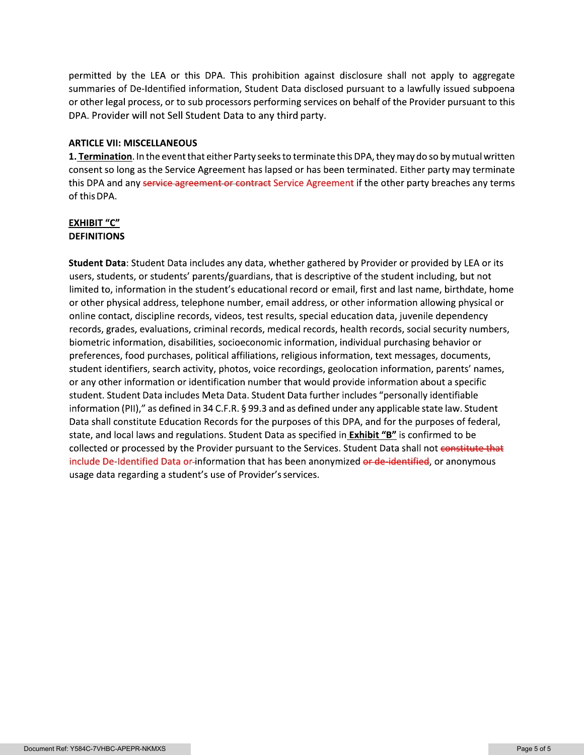permitted by the LEA or this DPA. This prohibition against disclosure shall not apply to aggregate summaries of De-Identified information, Student Data disclosed pursuant to a lawfully issued subpoena or other legal process, or to sub processors performing services on behalf of the Provider pursuant to this DPA. Provider will not Sell Student Data to any third party.

**ARTICLE VII: MISCELLANEOUS**

**1. <u>Termination</u>**. In the event that either Party seeks to terminate this DPA, they may do so by mutual written consent so long as the Service Agreement has lapsed or has been terminated. Either party may terminate this DPA and any ~~service agreement or contract~~ Service Agreement if the other party breaches any terms of this DPA.

**<u>EXHIBIT "C"</u>**
**DEFINITIONS**

**Student Data**: Student Data includes any data, whether gathered by Provider or provided by LEA or its users, students, or students' parents/guardians, that is descriptive of the student including, but not limited to, information in the student's educational record or email, first and last name, birthdate, home or other physical address, telephone number, email address, or other information allowing physical or online contact, discipline records, videos, test results, special education data, juvenile dependency records, grades, evaluations, criminal records, medical records, health records, social security numbers, biometric information, disabilities, socioeconomic information, individual purchasing behavior or preferences, food purchases, political affiliations, religious information, text messages, documents, student identifiers, search activity, photos, voice recordings, geolocation information, parents' names, or any other information or identification number that would provide information about a specific student. Student Data includes Meta Data. Student Data further includes "personally identifiable information (PII)," as defined in 34 C.F.R. § 99.3 and as defined under any applicable state law. Student Data shall constitute Education Records for the purposes of this DPA, and for the purposes of federal, state, and local laws and regulations. Student Data as specified in **<u>Exhibit "B"</u>** is confirmed to be collected or processed by the Provider pursuant to the Services. Student Data shall not ~~constitute that~~ include De-Identified Data ~~or~~ information that has been anonymized ~~or de-identified~~, or anonymous usage data regarding a student's use of Provider's services.